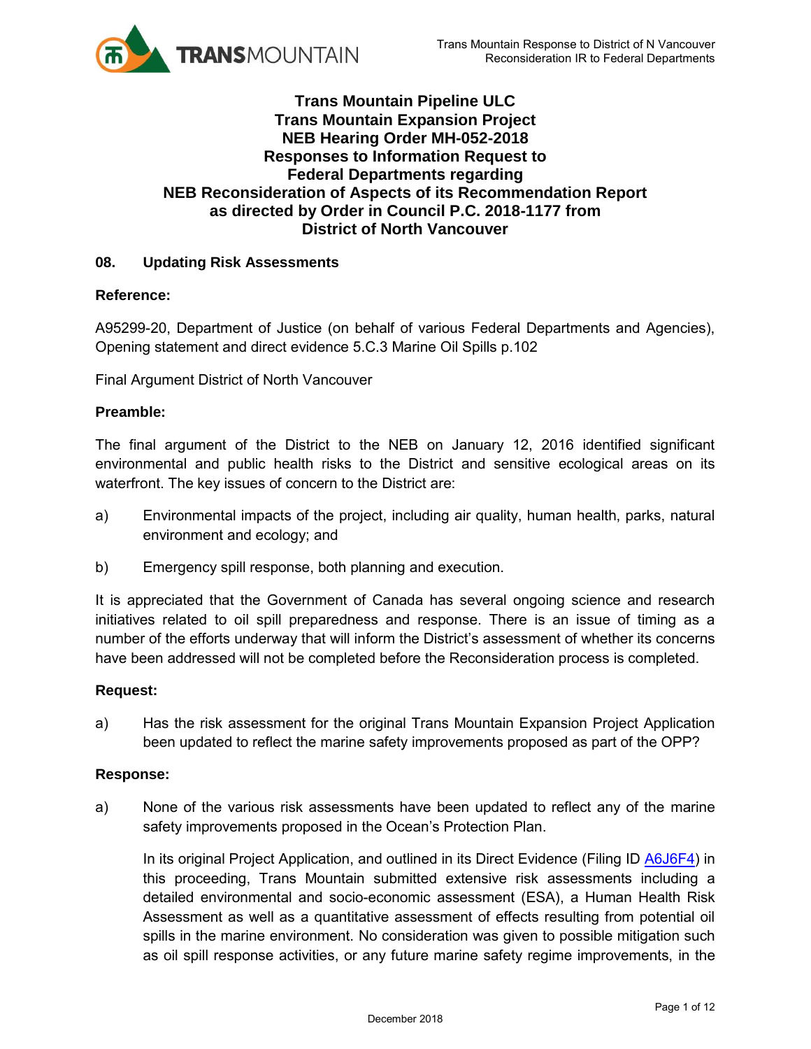# Trans Mountain Pipeline ULC
# Trans Mountain Expansion Project
# NEB Hearing Order MH-052-2018
# Responses to Information Request to Federal Departments regarding NEB Reconsideration of Aspects of its Recommendation Report as directed by Order in Council P.C. 2018-1177 from District of North Vancouver

## 08. Updating Risk Assessments

**Reference:**

A95299-20, Department of Justice (on behalf of various Federal Departments and Agencies), Opening statement and direct evidence 5.C.3 Marine Oil Spills p.102

Final Argument District of North Vancouver

**Preamble:**

The final argument of the District to the NEB on January 12, 2016 identified significant environmental and public health risks to the District and sensitive ecological areas on its waterfront. The key issues of concern to the District are:

a) Environmental impacts of the project, including air quality, human health, parks, natural environment and ecology; and

b) Emergency spill response, both planning and execution.

It is appreciated that the Government of Canada has several ongoing science and research initiatives related to oil spill preparedness and response. There is an issue of timing as a number of the efforts underway that will inform the District's assessment of whether its concerns have been addressed will not be completed before the Reconsideration process is completed.

**Request:**

a) Has the risk assessment for the original Trans Mountain Expansion Project Application been updated to reflect the marine safety improvements proposed as part of the OPP?

**Response:**

a) None of the various risk assessments have been updated to reflect any of the marine safety improvements proposed in the Ocean's Protection Plan.

In its original Project Application, and outlined in its Direct Evidence (Filing ID A6J6F4) in this proceeding, Trans Mountain submitted extensive risk assessments including a detailed environmental and socio-economic assessment (ESA), a Human Health Risk Assessment as well as a quantitative assessment of effects resulting from potential oil spills in the marine environment. No consideration was given to possible mitigation such as oil spill response activities, or any future marine safety regime improvements, in the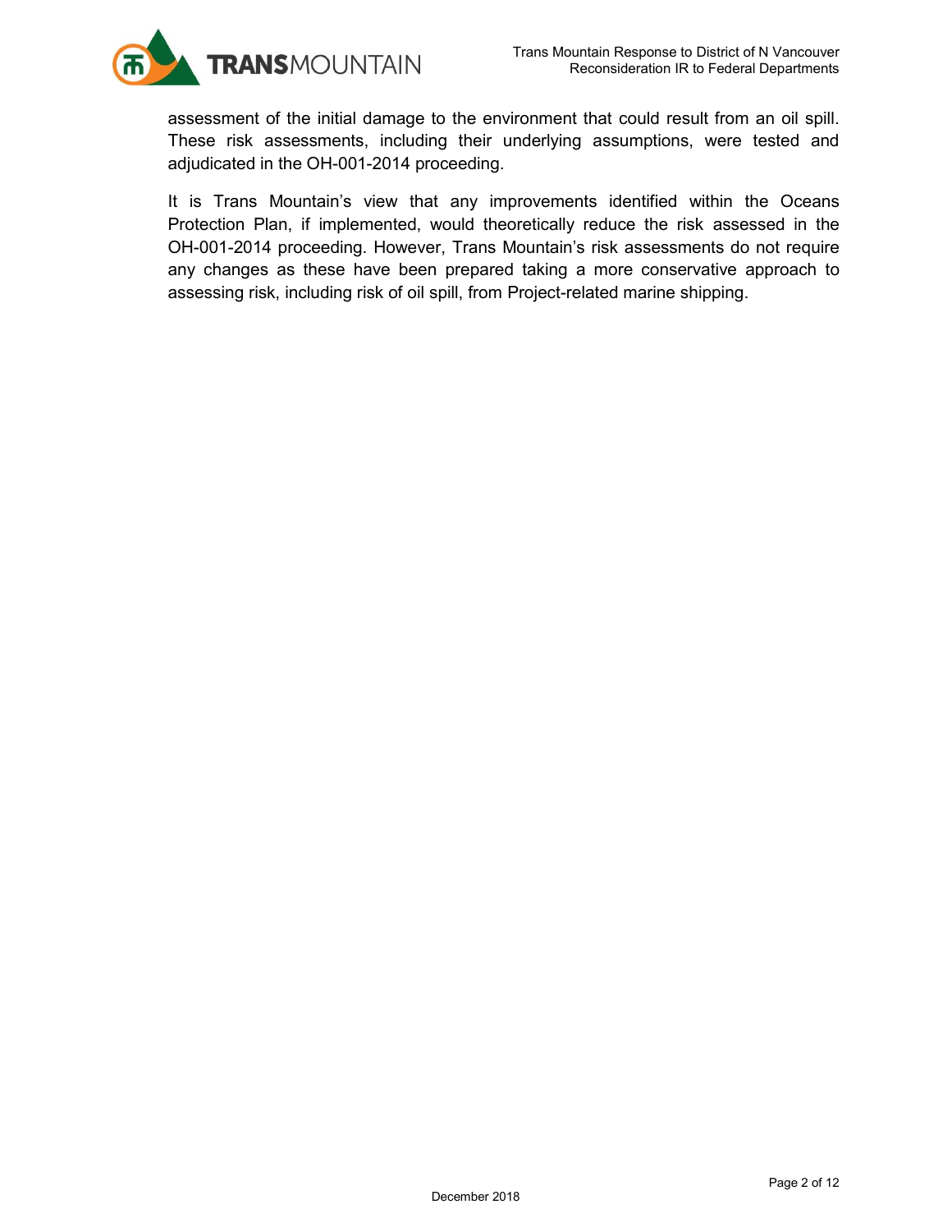assessment of the initial damage to the environment that could result from an oil spill. These risk assessments, including their underlying assumptions, were tested and adjudicated in the OH-001-2014 proceeding.

It is Trans Mountain's view that any improvements identified within the Oceans Protection Plan, if implemented, would theoretically reduce the risk assessed in the OH-001-2014 proceeding. However, Trans Mountain's risk assessments do not require any changes as these have been prepared taking a more conservative approach to assessing risk, including risk of oil spill, from Project-related marine shipping.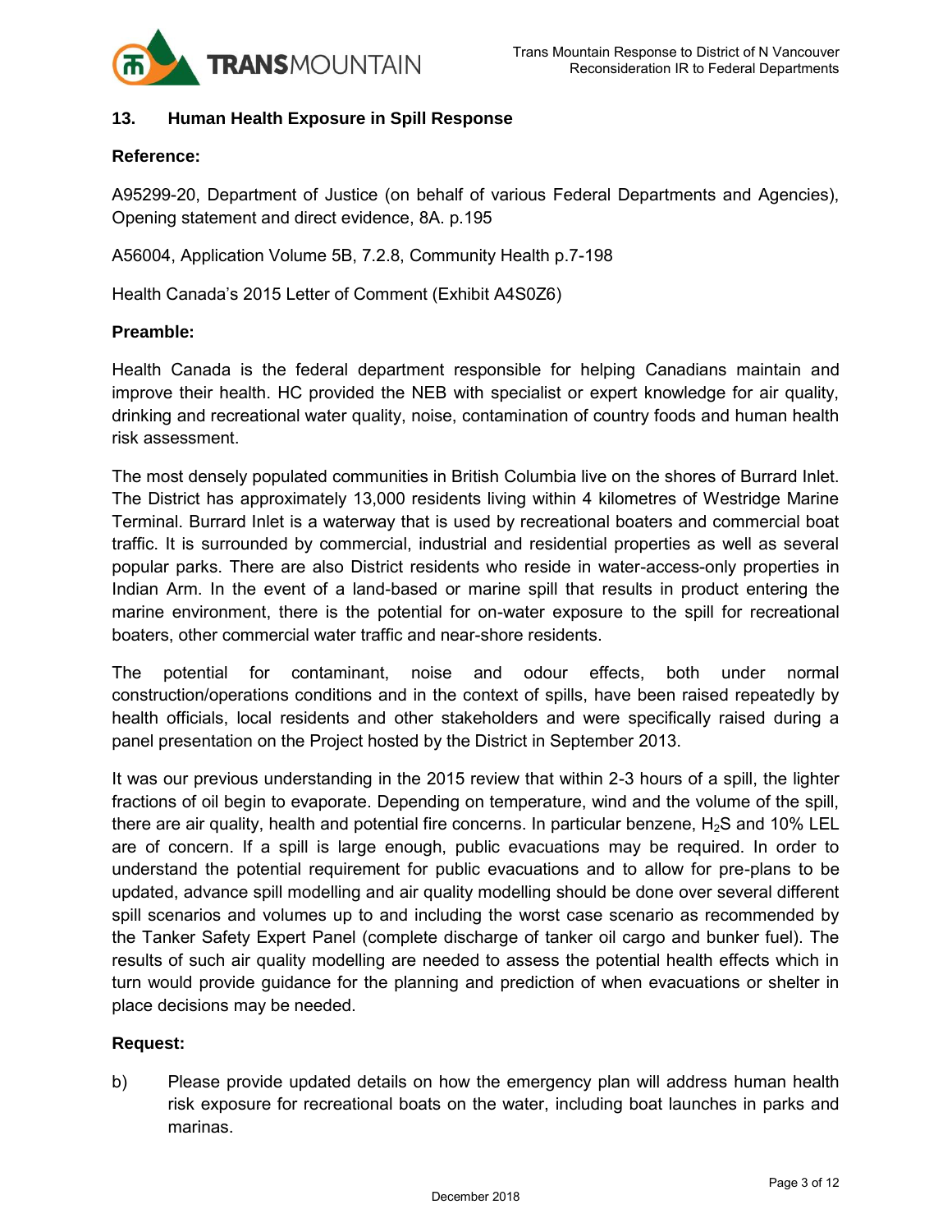## 13. Human Health Exposure in Spill Response

**Reference:**

A95299-20, Department of Justice (on behalf of various Federal Departments and Agencies), Opening statement and direct evidence, 8A. p.195

A56004, Application Volume 5B, 7.2.8, Community Health p.7-198

Health Canada's 2015 Letter of Comment (Exhibit A4S0Z6)

**Preamble:**

Health Canada is the federal department responsible for helping Canadians maintain and improve their health. HC provided the NEB with specialist or expert knowledge for air quality, drinking and recreational water quality, noise, contamination of country foods and human health risk assessment.

The most densely populated communities in British Columbia live on the shores of Burrard Inlet. The District has approximately 13,000 residents living within 4 kilometres of Westridge Marine Terminal. Burrard Inlet is a waterway that is used by recreational boaters and commercial boat traffic. It is surrounded by commercial, industrial and residential properties as well as several popular parks. There are also District residents who reside in water-access-only properties in Indian Arm. In the event of a land-based or marine spill that results in product entering the marine environment, there is the potential for on-water exposure to the spill for recreational boaters, other commercial water traffic and near-shore residents.

The potential for contaminant, noise and odour effects, both under normal construction/operations conditions and in the context of spills, have been raised repeatedly by health officials, local residents and other stakeholders and were specifically raised during a panel presentation on the Project hosted by the District in September 2013.

It was our previous understanding in the 2015 review that within 2-3 hours of a spill, the lighter fractions of oil begin to evaporate. Depending on temperature, wind and the volume of the spill, there are air quality, health and potential fire concerns. In particular benzene, $H_2S$ and 10% LEL are of concern. If a spill is large enough, public evacuations may be required. In order to understand the potential requirement for public evacuations and to allow for pre-plans to be updated, advance spill modelling and air quality modelling should be done over several different spill scenarios and volumes up to and including the worst case scenario as recommended by the Tanker Safety Expert Panel (complete discharge of tanker oil cargo and bunker fuel). The results of such air quality modelling are needed to assess the potential health effects which in turn would provide guidance for the planning and prediction of when evacuations or shelter in place decisions may be needed.

**Request:**

b) Please provide updated details on how the emergency plan will address human health risk exposure for recreational boats on the water, including boat launches in parks and marinas.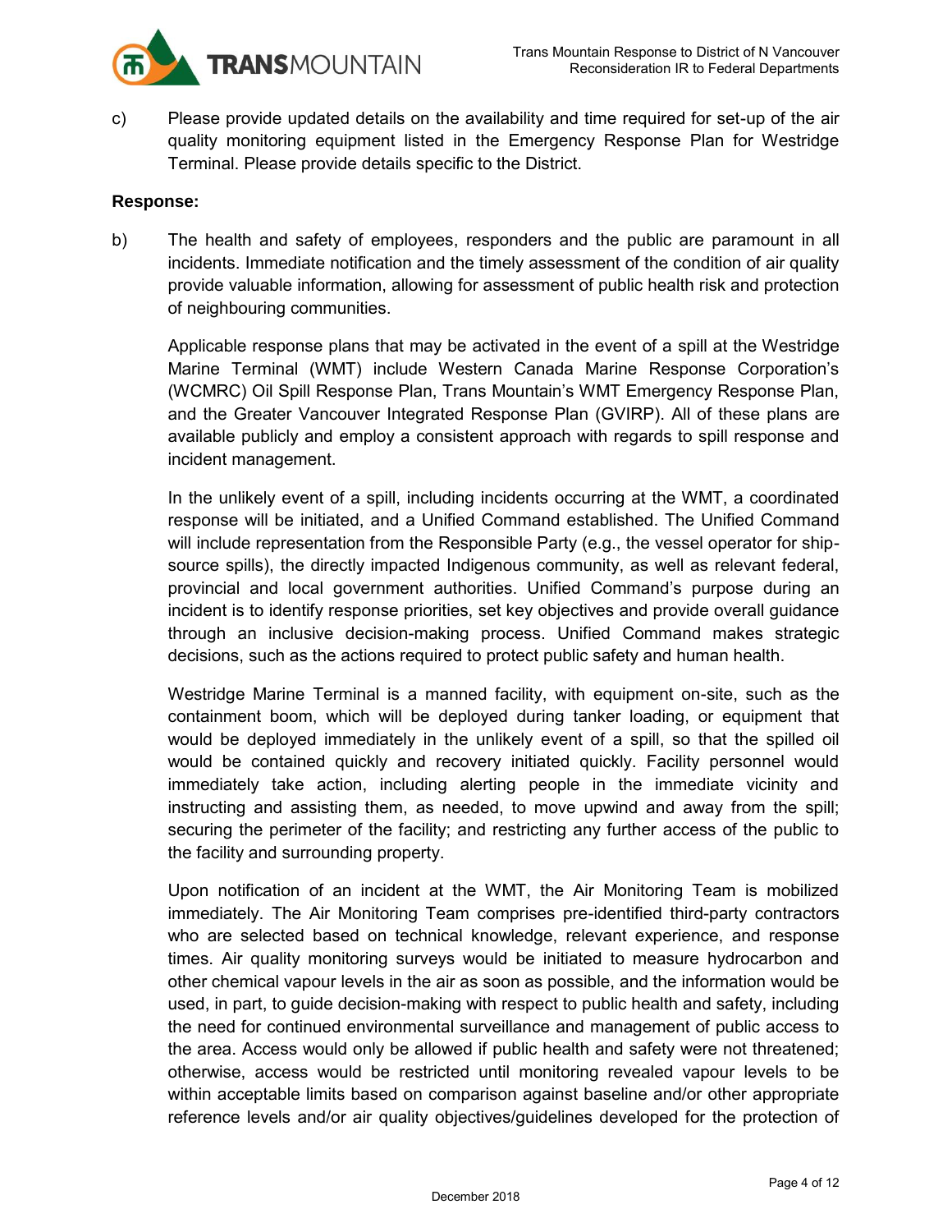c) Please provide updated details on the availability and time required for set-up of the air quality monitoring equipment listed in the Emergency Response Plan for Westridge Terminal. Please provide details specific to the District.

**Response:**

b) The health and safety of employees, responders and the public are paramount in all incidents. Immediate notification and the timely assessment of the condition of air quality provide valuable information, allowing for assessment of public health risk and protection of neighbouring communities.

Applicable response plans that may be activated in the event of a spill at the Westridge Marine Terminal (WMT) include Western Canada Marine Response Corporation's (WCMRC) Oil Spill Response Plan, Trans Mountain's WMT Emergency Response Plan, and the Greater Vancouver Integrated Response Plan (GVIRP). All of these plans are available publicly and employ a consistent approach with regards to spill response and incident management.

In the unlikely event of a spill, including incidents occurring at the WMT, a coordinated response will be initiated, and a Unified Command established. The Unified Command will include representation from the Responsible Party (e.g., the vessel operator for ship-source spills), the directly impacted Indigenous community, as well as relevant federal, provincial and local government authorities. Unified Command's purpose during an incident is to identify response priorities, set key objectives and provide overall guidance through an inclusive decision-making process. Unified Command makes strategic decisions, such as the actions required to protect public safety and human health.

Westridge Marine Terminal is a manned facility, with equipment on-site, such as the containment boom, which will be deployed during tanker loading, or equipment that would be deployed immediately in the unlikely event of a spill, so that the spilled oil would be contained quickly and recovery initiated quickly. Facility personnel would immediately take action, including alerting people in the immediate vicinity and instructing and assisting them, as needed, to move upwind and away from the spill; securing the perimeter of the facility; and restricting any further access of the public to the facility and surrounding property.

Upon notification of an incident at the WMT, the Air Monitoring Team is mobilized immediately. The Air Monitoring Team comprises pre-identified third-party contractors who are selected based on technical knowledge, relevant experience, and response times. Air quality monitoring surveys would be initiated to measure hydrocarbon and other chemical vapour levels in the air as soon as possible, and the information would be used, in part, to guide decision-making with respect to public health and safety, including the need for continued environmental surveillance and management of public access to the area. Access would only be allowed if public health and safety were not threatened; otherwise, access would be restricted until monitoring revealed vapour levels to be within acceptable limits based on comparison against baseline and/or other appropriate reference levels and/or air quality objectives/guidelines developed for the protection of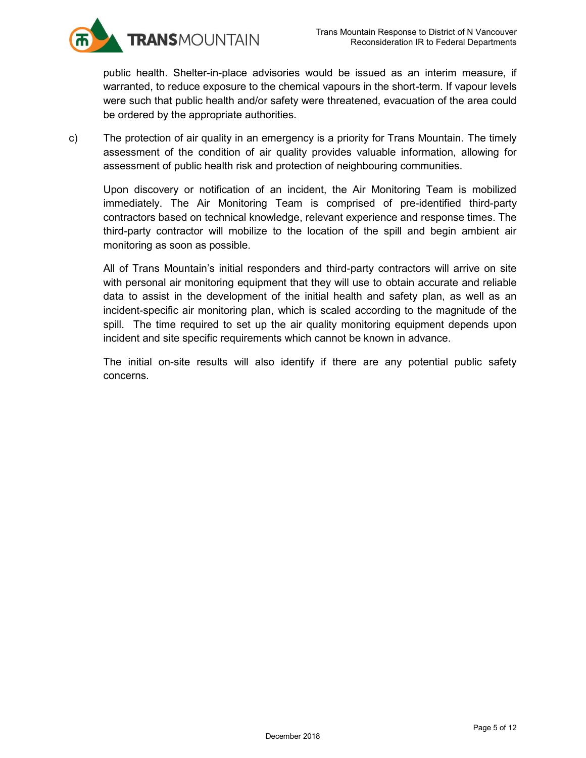public health. Shelter-in-place advisories would be issued as an interim measure, if warranted, to reduce exposure to the chemical vapours in the short-term. If vapour levels were such that public health and/or safety were threatened, evacuation of the area could be ordered by the appropriate authorities.

c) The protection of air quality in an emergency is a priority for Trans Mountain. The timely assessment of the condition of air quality provides valuable information, allowing for assessment of public health risk and protection of neighbouring communities.

Upon discovery or notification of an incident, the Air Monitoring Team is mobilized immediately. The Air Monitoring Team is comprised of pre-identified third-party contractors based on technical knowledge, relevant experience and response times. The third-party contractor will mobilize to the location of the spill and begin ambient air monitoring as soon as possible.

All of Trans Mountain's initial responders and third-party contractors will arrive on site with personal air monitoring equipment that they will use to obtain accurate and reliable data to assist in the development of the initial health and safety plan, as well as an incident-specific air monitoring plan, which is scaled according to the magnitude of the spill. The time required to set up the air quality monitoring equipment depends upon incident and site specific requirements which cannot be known in advance.

The initial on-site results will also identify if there are any potential public safety concerns.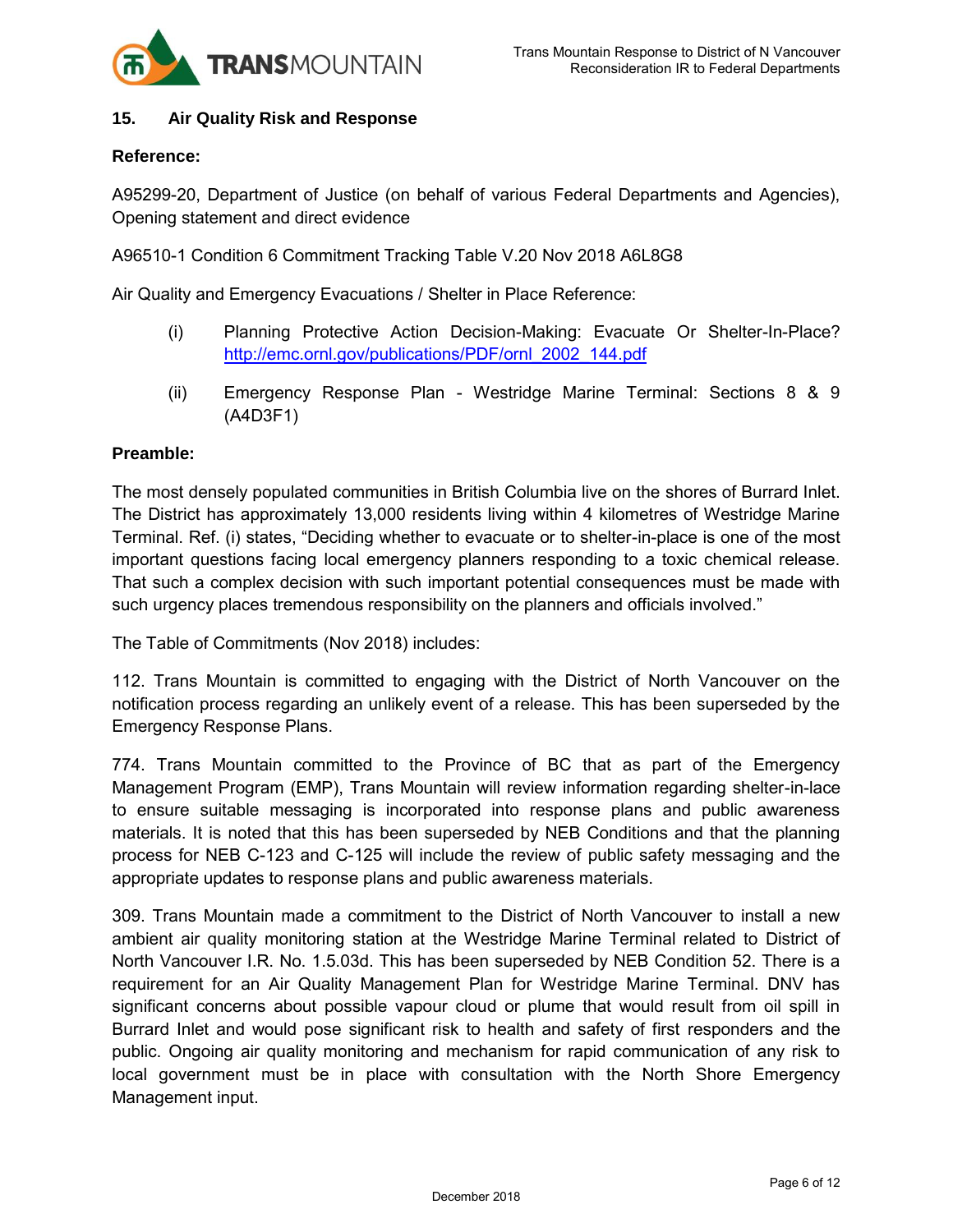## 15. Air Quality Risk and Response

**Reference:**

A95299-20, Department of Justice (on behalf of various Federal Departments and Agencies), Opening statement and direct evidence

A96510-1 Condition 6 Commitment Tracking Table V.20 Nov 2018 A6L8G8

Air Quality and Emergency Evacuations / Shelter in Place Reference:

(i) Planning Protective Action Decision-Making: Evacuate Or Shelter-In-Place? http://emc.ornl.gov/publications/PDF/ornl_2002_144.pdf

(ii) Emergency Response Plan - Westridge Marine Terminal: Sections 8 & 9 (A4D3F1)

**Preamble:**

The most densely populated communities in British Columbia live on the shores of Burrard Inlet. The District has approximately 13,000 residents living within 4 kilometres of Westridge Marine Terminal. Ref. (i) states, "Deciding whether to evacuate or to shelter-in-place is one of the most important questions facing local emergency planners responding to a toxic chemical release. That such a complex decision with such important potential consequences must be made with such urgency places tremendous responsibility on the planners and officials involved."

The Table of Commitments (Nov 2018) includes:

112. Trans Mountain is committed to engaging with the District of North Vancouver on the notification process regarding an unlikely event of a release. This has been superseded by the Emergency Response Plans.

774. Trans Mountain committed to the Province of BC that as part of the Emergency Management Program (EMP), Trans Mountain will review information regarding shelter-in-lace to ensure suitable messaging is incorporated into response plans and public awareness materials. It is noted that this has been superseded by NEB Conditions and that the planning process for NEB C-123 and C-125 will include the review of public safety messaging and the appropriate updates to response plans and public awareness materials.

309. Trans Mountain made a commitment to the District of North Vancouver to install a new ambient air quality monitoring station at the Westridge Marine Terminal related to District of North Vancouver I.R. No. 1.5.03d. This has been superseded by NEB Condition 52. There is a requirement for an Air Quality Management Plan for Westridge Marine Terminal. DNV has significant concerns about possible vapour cloud or plume that would result from oil spill in Burrard Inlet and would pose significant risk to health and safety of first responders and the public. Ongoing air quality monitoring and mechanism for rapid communication of any risk to local government must be in place with consultation with the North Shore Emergency Management input.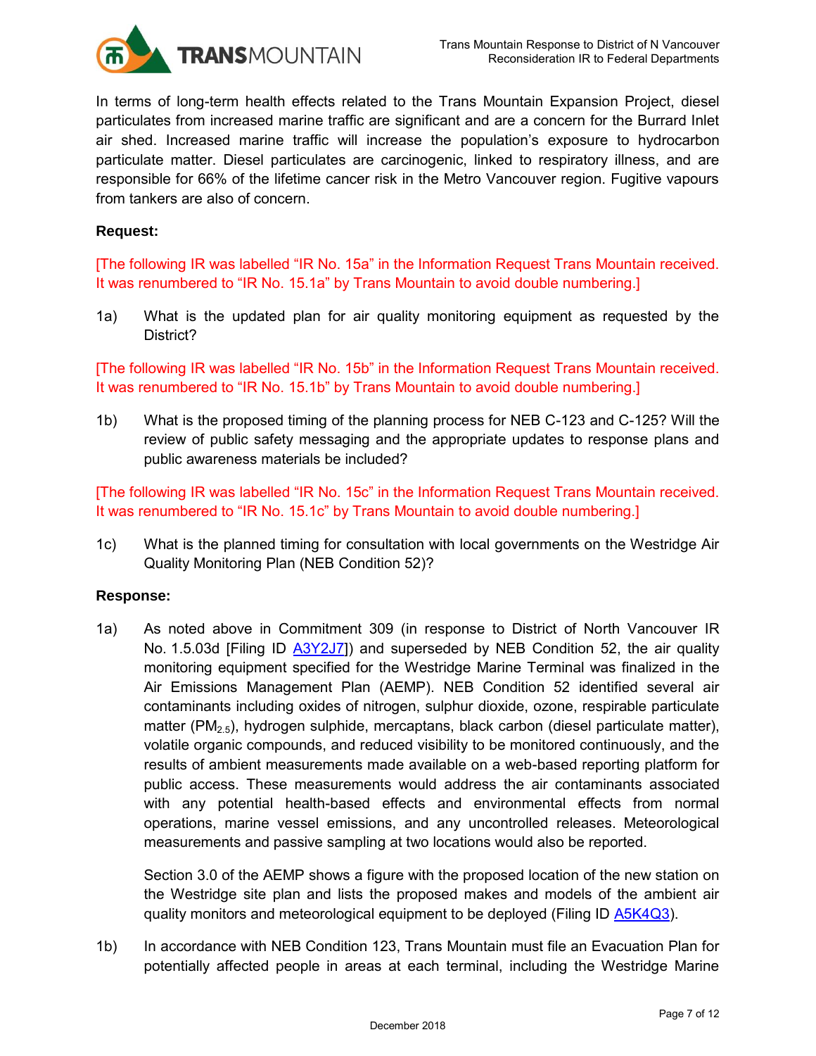In terms of long-term health effects related to the Trans Mountain Expansion Project, diesel particulates from increased marine traffic are significant and are a concern for the Burrard Inlet air shed. Increased marine traffic will increase the population's exposure to hydrocarbon particulate matter. Diesel particulates are carcinogenic, linked to respiratory illness, and are responsible for 66% of the lifetime cancer risk in the Metro Vancouver region. Fugitive vapours from tankers are also of concern.

**Request:**

[The following IR was labelled "IR No. 15a" in the Information Request Trans Mountain received. It was renumbered to "IR No. 15.1a" by Trans Mountain to avoid double numbering.]

1a) What is the updated plan for air quality monitoring equipment as requested by the District?

[The following IR was labelled "IR No. 15b" in the Information Request Trans Mountain received. It was renumbered to "IR No. 15.1b" by Trans Mountain to avoid double numbering.]

1b) What is the proposed timing of the planning process for NEB C-123 and C-125? Will the review of public safety messaging and the appropriate updates to response plans and public awareness materials be included?

[The following IR was labelled "IR No. 15c" in the Information Request Trans Mountain received. It was renumbered to "IR No. 15.1c" by Trans Mountain to avoid double numbering.]

1c) What is the planned timing for consultation with local governments on the Westridge Air Quality Monitoring Plan (NEB Condition 52)?

**Response:**

1a) As noted above in Commitment 309 (in response to District of North Vancouver IR No. 1.5.03d [Filing ID A3Y2J7]) and superseded by NEB Condition 52, the air quality monitoring equipment specified for the Westridge Marine Terminal was finalized in the Air Emissions Management Plan (AEMP). NEB Condition 52 identified several air contaminants including oxides of nitrogen, sulphur dioxide, ozone, respirable particulate matter ($PM_{2.5}$), hydrogen sulphide, mercaptans, black carbon (diesel particulate matter), volatile organic compounds, and reduced visibility to be monitored continuously, and the results of ambient measurements made available on a web-based reporting platform for public access. These measurements would address the air contaminants associated with any potential health-based effects and environmental effects from normal operations, marine vessel emissions, and any uncontrolled releases. Meteorological measurements and passive sampling at two locations would also be reported.

Section 3.0 of the AEMP shows a figure with the proposed location of the new station on the Westridge site plan and lists the proposed makes and models of the ambient air quality monitors and meteorological equipment to be deployed (Filing ID A5K4Q3).

1b) In accordance with NEB Condition 123, Trans Mountain must file an Evacuation Plan for potentially affected people in areas at each terminal, including the Westridge Marine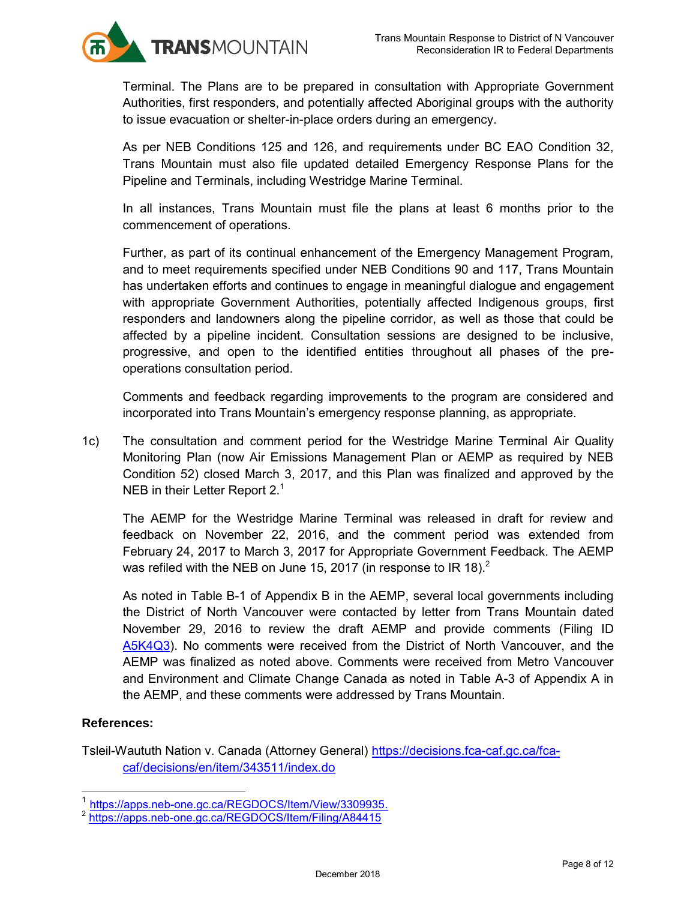Terminal. The Plans are to be prepared in consultation with Appropriate Government Authorities, first responders, and potentially affected Aboriginal groups with the authority to issue evacuation or shelter-in-place orders during an emergency.

As per NEB Conditions 125 and 126, and requirements under BC EAO Condition 32, Trans Mountain must also file updated detailed Emergency Response Plans for the Pipeline and Terminals, including Westridge Marine Terminal.

In all instances, Trans Mountain must file the plans at least 6 months prior to the commencement of operations.

Further, as part of its continual enhancement of the Emergency Management Program, and to meet requirements specified under NEB Conditions 90 and 117, Trans Mountain has undertaken efforts and continues to engage in meaningful dialogue and engagement with appropriate Government Authorities, potentially affected Indigenous groups, first responders and landowners along the pipeline corridor, as well as those that could be affected by a pipeline incident. Consultation sessions are designed to be inclusive, progressive, and open to the identified entities throughout all phases of the pre-operations consultation period.

Comments and feedback regarding improvements to the program are considered and incorporated into Trans Mountain's emergency response planning, as appropriate.

1c) The consultation and comment period for the Westridge Marine Terminal Air Quality Monitoring Plan (now Air Emissions Management Plan or AEMP as required by NEB Condition 52) closed March 3, 2017, and this Plan was finalized and approved by the NEB in their Letter Report 2.[1]

The AEMP for the Westridge Marine Terminal was released in draft for review and feedback on November 22, 2016, and the comment period was extended from February 24, 2017 to March 3, 2017 for Appropriate Government Feedback. The AEMP was refiled with the NEB on June 15, 2017 (in response to IR 18).[2]

As noted in Table B-1 of Appendix B in the AEMP, several local governments including the District of North Vancouver were contacted by letter from Trans Mountain dated November 29, 2016 to review the draft AEMP and provide comments (Filing ID A5K4Q3). No comments were received from the District of North Vancouver, and the AEMP was finalized as noted above. Comments were received from Metro Vancouver and Environment and Climate Change Canada as noted in Table A-3 of Appendix A in the AEMP, and these comments were addressed by Trans Mountain.

**References:**

Tsleil-Waututh Nation v. Canada (Attorney General) https://decisions.fca-caf.gc.ca/fca-caf/decisions/en/item/343511/index.do

---

[1] https://apps.neb-one.gc.ca/REGDOCS/Item/View/3309935.

[2] https://apps.neb-one.gc.ca/REGDOCS/Item/Filing/A84415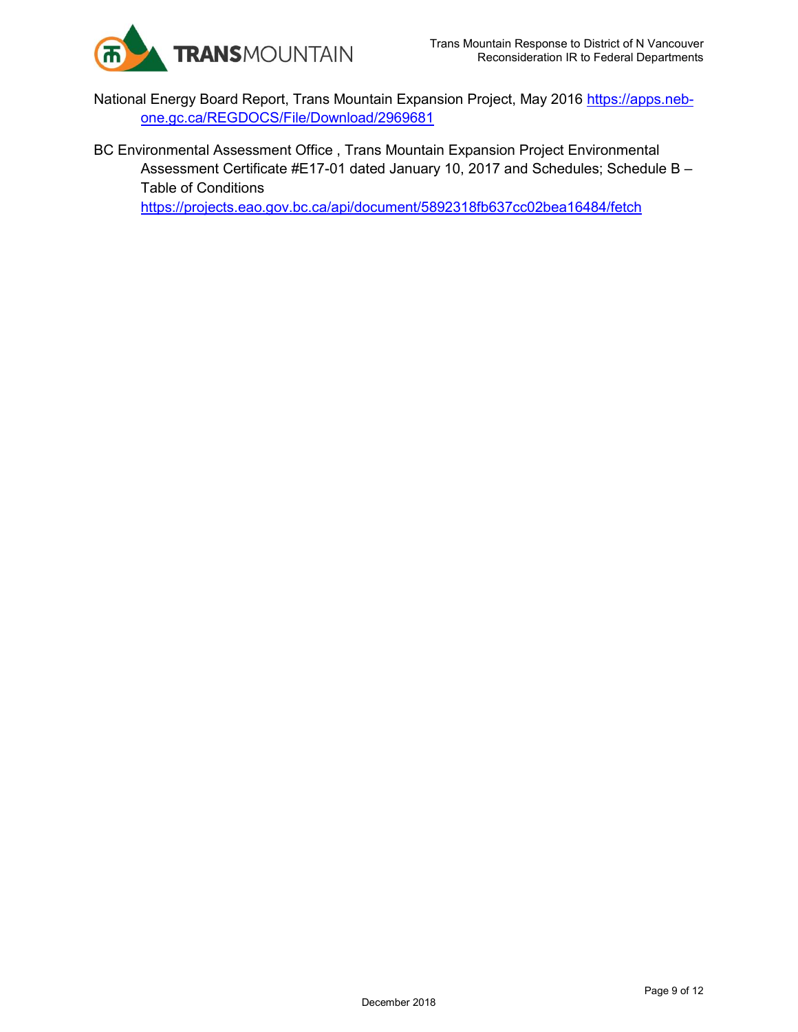National Energy Board Report, Trans Mountain Expansion Project, May 2016 https://apps.neb-one.gc.ca/REGDOCS/File/Download/2969681

BC Environmental Assessment Office , Trans Mountain Expansion Project Environmental Assessment Certificate #E17-01 dated January 10, 2017 and Schedules; Schedule B – Table of Conditions https://projects.eao.gov.bc.ca/api/document/5892318fb637cc02bea16484/fetch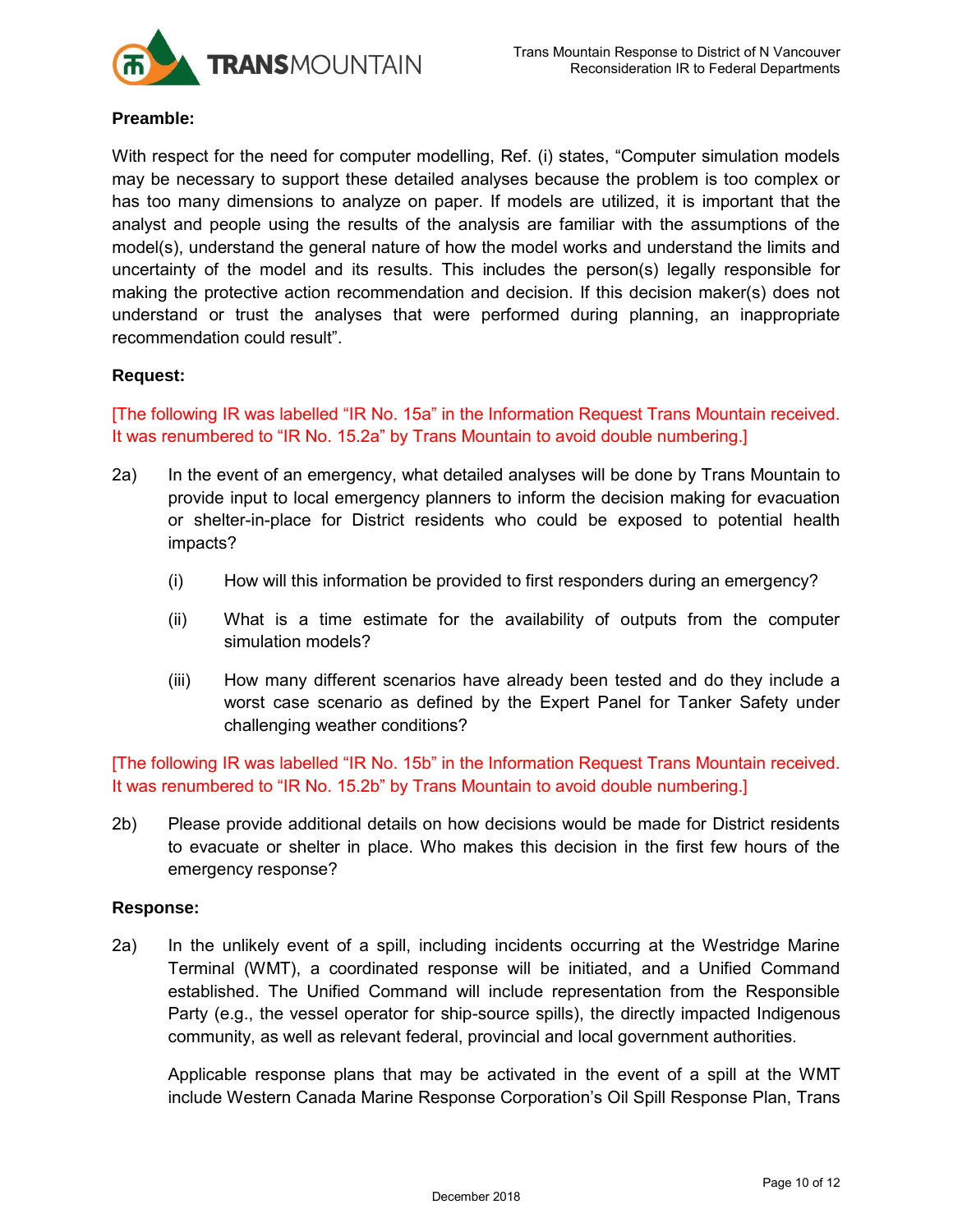**Preamble:**

With respect for the need for computer modelling, Ref. (i) states, "Computer simulation models may be necessary to support these detailed analyses because the problem is too complex or has too many dimensions to analyze on paper. If models are utilized, it is important that the analyst and people using the results of the analysis are familiar with the assumptions of the model(s), understand the general nature of how the model works and understand the limits and uncertainty of the model and its results. This includes the person(s) legally responsible for making the protective action recommendation and decision. If this decision maker(s) does not understand or trust the analyses that were performed during planning, an inappropriate recommendation could result".

**Request:**

[The following IR was labelled "IR No. 15a" in the Information Request Trans Mountain received. It was renumbered to "IR No. 15.2a" by Trans Mountain to avoid double numbering.]

2a) In the event of an emergency, what detailed analyses will be done by Trans Mountain to provide input to local emergency planners to inform the decision making for evacuation or shelter-in-place for District residents who could be exposed to potential health impacts?

   (i) How will this information be provided to first responders during an emergency?

   (ii) What is a time estimate for the availability of outputs from the computer simulation models?

   (iii) How many different scenarios have already been tested and do they include a worst case scenario as defined by the Expert Panel for Tanker Safety under challenging weather conditions?

[The following IR was labelled "IR No. 15b" in the Information Request Trans Mountain received. It was renumbered to "IR No. 15.2b" by Trans Mountain to avoid double numbering.]

2b) Please provide additional details on how decisions would be made for District residents to evacuate or shelter in place. Who makes this decision in the first few hours of the emergency response?

**Response:**

2a) In the unlikely event of a spill, including incidents occurring at the Westridge Marine Terminal (WMT), a coordinated response will be initiated, and a Unified Command established. The Unified Command will include representation from the Responsible Party (e.g., the vessel operator for ship-source spills), the directly impacted Indigenous community, as well as relevant federal, provincial and local government authorities.

Applicable response plans that may be activated in the event of a spill at the WMT include Western Canada Marine Response Corporation's Oil Spill Response Plan, Trans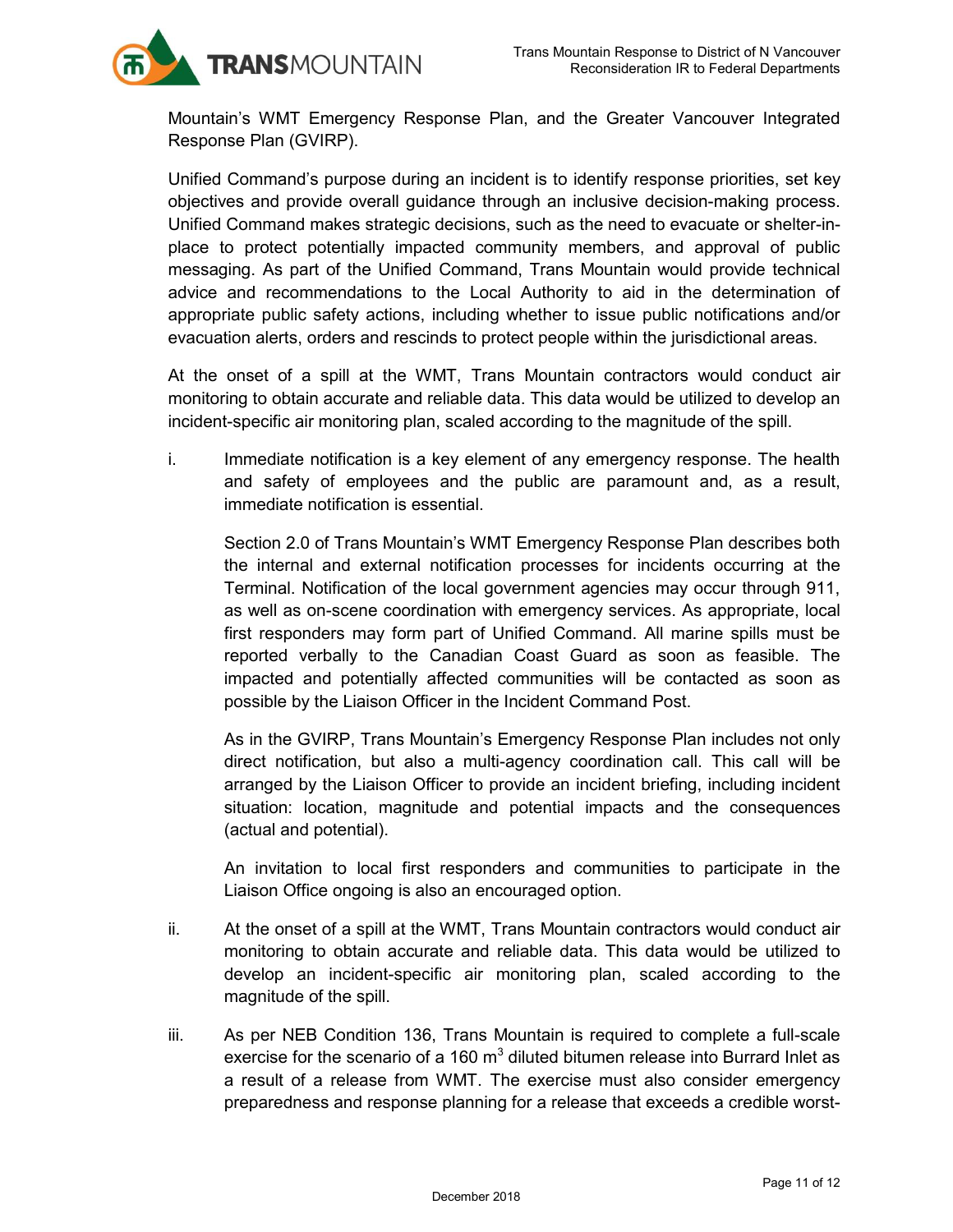Mountain's WMT Emergency Response Plan, and the Greater Vancouver Integrated Response Plan (GVIRP).

Unified Command's purpose during an incident is to identify response priorities, set key objectives and provide overall guidance through an inclusive decision-making process. Unified Command makes strategic decisions, such as the need to evacuate or shelter-in-place to protect potentially impacted community members, and approval of public messaging. As part of the Unified Command, Trans Mountain would provide technical advice and recommendations to the Local Authority to aid in the determination of appropriate public safety actions, including whether to issue public notifications and/or evacuation alerts, orders and rescinds to protect people within the jurisdictional areas.

At the onset of a spill at the WMT, Trans Mountain contractors would conduct air monitoring to obtain accurate and reliable data. This data would be utilized to develop an incident-specific air monitoring plan, scaled according to the magnitude of the spill.

i. Immediate notification is a key element of any emergency response. The health and safety of employees and the public are paramount and, as a result, immediate notification is essential.

   Section 2.0 of Trans Mountain's WMT Emergency Response Plan describes both the internal and external notification processes for incidents occurring at the Terminal. Notification of the local government agencies may occur through 911, as well as on-scene coordination with emergency services. As appropriate, local first responders may form part of Unified Command. All marine spills must be reported verbally to the Canadian Coast Guard as soon as feasible. The impacted and potentially affected communities will be contacted as soon as possible by the Liaison Officer in the Incident Command Post.

   As in the GVIRP, Trans Mountain's Emergency Response Plan includes not only direct notification, but also a multi-agency coordination call. This call will be arranged by the Liaison Officer to provide an incident briefing, including incident situation: location, magnitude and potential impacts and the consequences (actual and potential).

   An invitation to local first responders and communities to participate in the Liaison Office ongoing is also an encouraged option.

ii. At the onset of a spill at the WMT, Trans Mountain contractors would conduct air monitoring to obtain accurate and reliable data. This data would be utilized to develop an incident-specific air monitoring plan, scaled according to the magnitude of the spill.

iii. As per NEB Condition 136, Trans Mountain is required to complete a full-scale exercise for the scenario of a 160 $m^3$ diluted bitumen release into Burrard Inlet as a result of a release from WMT. The exercise must also consider emergency preparedness and response planning for a release that exceeds a credible worst-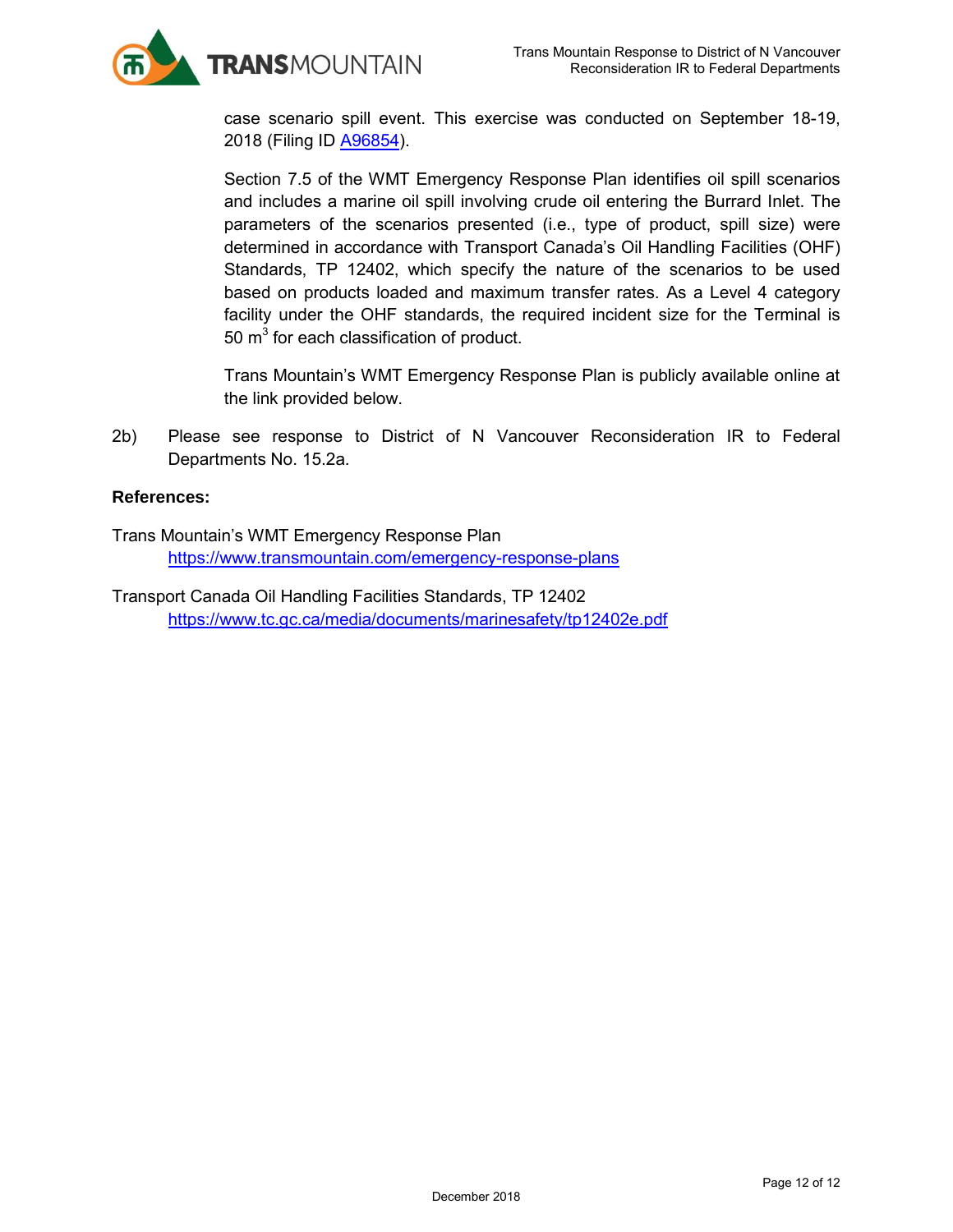case scenario spill event. This exercise was conducted on September 18-19, 2018 (Filing ID [A96854](A96854)).

Section 7.5 of the WMT Emergency Response Plan identifies oil spill scenarios and includes a marine oil spill involving crude oil entering the Burrard Inlet. The parameters of the scenarios presented (i.e., type of product, spill size) were determined in accordance with Transport Canada's Oil Handling Facilities (OHF) Standards, TP 12402, which specify the nature of the scenarios to be used based on products loaded and maximum transfer rates. As a Level 4 category facility under the OHF standards, the required incident size for the Terminal is 50 $m^3$ for each classification of product.

Trans Mountain's WMT Emergency Response Plan is publicly available online at the link provided below.

2b) Please see response to District of N Vancouver Reconsideration IR to Federal Departments No. 15.2a.

**References:**

Trans Mountain's WMT Emergency Response Plan
https://www.transmountain.com/emergency-response-plans

Transport Canada Oil Handling Facilities Standards, TP 12402
https://www.tc.gc.ca/media/documents/marinesafety/tp12402e.pdf